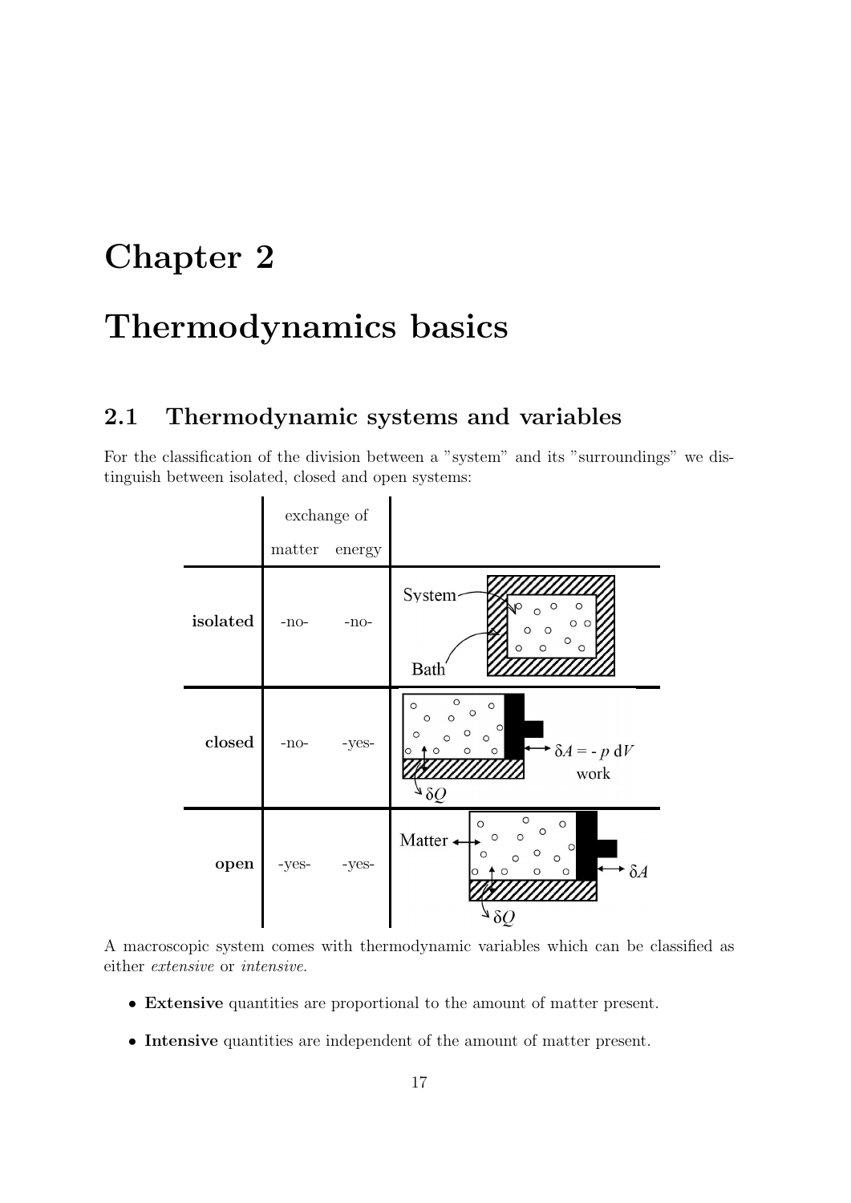# Chapter 2

# Thermodynamics basics

## 2.1 Thermodynamic systems and variables

For the classification of the division between a "system" and its "surroundings" we distinguish between isolated, closed and open systems:

| | exchange of matter | exchange of energy |
|---|---|---|
| **isolated** | -no- | -no- |
| **closed** | -no- | -yes- |
| **open** | -yes- | -yes- |

A macroscopic system comes with thermodynamic variables which can be classified as either *extensive* or *intensive*.

- **Extensive** quantities are proportional to the amount of matter present.
- **Intensive** quantities are independent of the amount of matter present.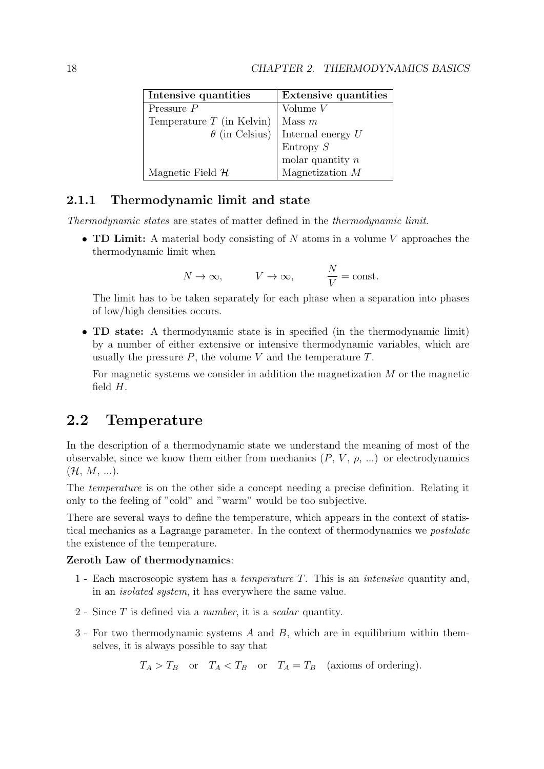| **Intensive quantities** | **Extensive quantities** |
|---|---|
| Pressure $P$ | Volume $V$ |
| Temperature $T$ (in Kelvin) | Mass $m$ |
| $\theta$ (in Celsius) | Internal energy $U$ |
| | Entropy $S$ |
| | molar quantity $n$ |
| Magnetic Field $\mathcal{H}$ | Magnetization $M$ |

### 2.1.1 Thermodynamic limit and state

*Thermodynamic states* are states of matter defined in the *thermodynamic limit*.

- **TD Limit:** A material body consisting of $N$ atoms in a volume $V$ approaches the thermodynamic limit when

$$N \to \infty, \qquad V \to \infty, \qquad \frac{N}{V} = \text{const.}$$

  The limit has to be taken separately for each phase when a separation into phases of low/high densities occurs.

- **TD state:** A thermodynamic state is in specified (in the thermodynamic limit) by a number of either extensive or intensive thermodynamic variables, which are usually the pressure $P$, the volume $V$ and the temperature $T$.

  For magnetic systems we consider in addition the magnetization $M$ or the magnetic field $H$.

## 2.2 Temperature

In the description of a thermodynamic state we understand the meaning of most of the observable, since we know them either from mechanics ($P$, $V$, $\rho$, ...) or electrodynamics ($\mathcal{H}$, $M$, ...).

The *temperature* is on the other side a concept needing a precise definition. Relating it only to the feeling of "cold" and "warm" would be too subjective.

There are several ways to define the temperature, which appears in the context of statistical mechanics as a Lagrange parameter. In the context of thermodynamics we *postulate* the existence of the temperature.

**Zeroth Law of thermodynamics**:

1 - Each macroscopic system has a *temperature* $T$. This is an *intensive* quantity and, in an *isolated system*, it has everywhere the same value.

2 - Since $T$ is defined via a *number*, it is a *scalar* quantity.

3 - For two thermodynamic systems $A$ and $B$, which are in equilibrium within themselves, it is always possible to say that

$$T_A > T_B \quad \text{or} \quad T_A < T_B \quad \text{or} \quad T_A = T_B \quad \text{(axioms of ordering).}$$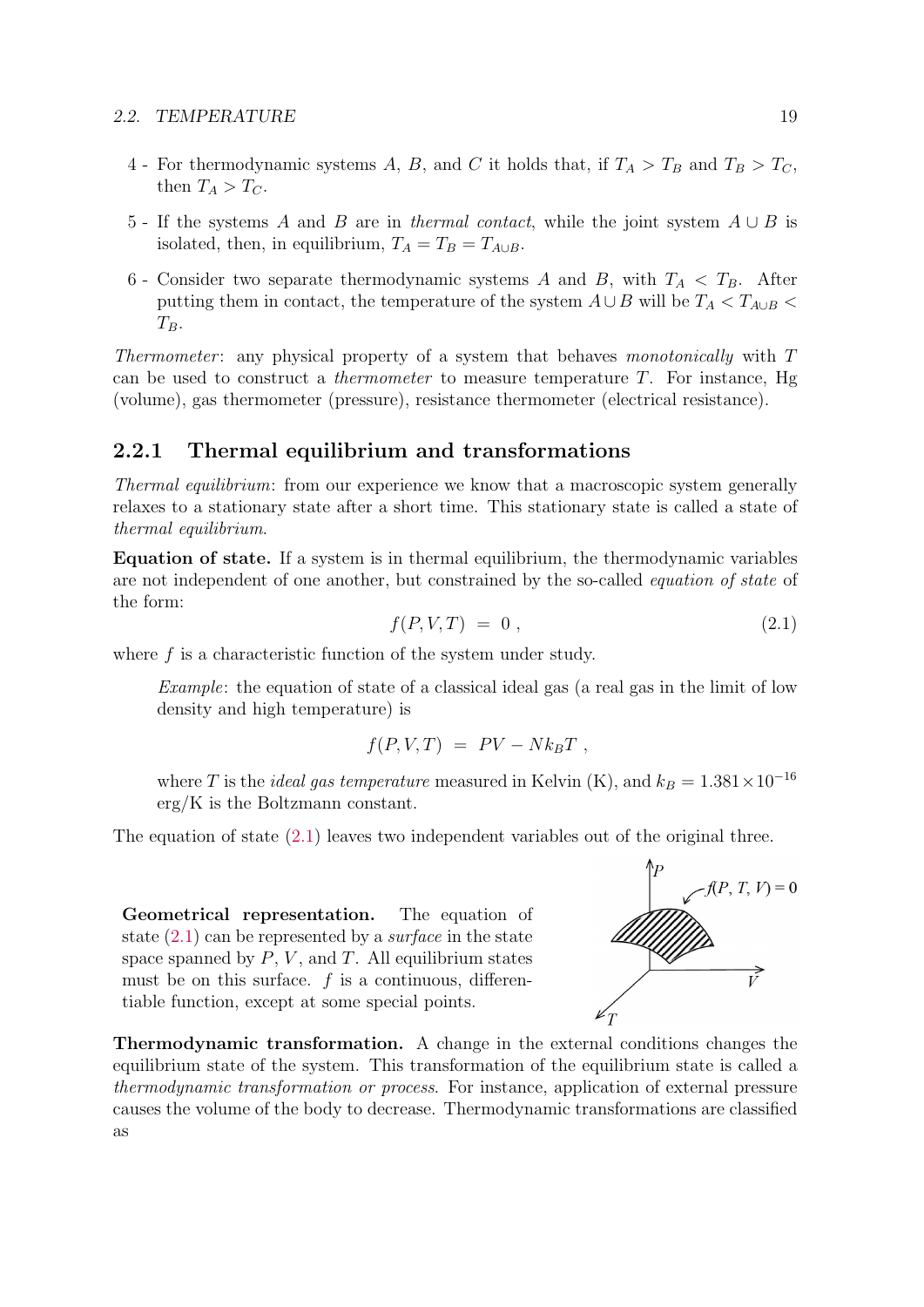4 - For thermodynamic systems $A$, $B$, and $C$ it holds that, if $T_A > T_B$ and $T_B > T_C$, then $T_A > T_C$.

5 - If the systems $A$ and $B$ are in *thermal contact*, while the joint system $A \cup B$ is isolated, then, in equilibrium, $T_A = T_B = T_{A \cup B}$.

6 - Consider two separate thermodynamic systems $A$ and $B$, with $T_A < T_B$. After putting them in contact, the temperature of the system $A \cup B$ will be $T_A < T_{A \cup B} < T_B$.

*Thermometer*: any physical property of a system that behaves *monotonically* with $T$ can be used to construct a *thermometer* to measure temperature $T$. For instance, Hg (volume), gas thermometer (pressure), resistance thermometer (electrical resistance).

### 2.2.1 Thermal equilibrium and transformations

*Thermal equilibrium*: from our experience we know that a macroscopic system generally relaxes to a stationary state after a short time. This stationary state is called a state of *thermal equilibrium*.

**Equation of state.** If a system is in thermal equilibrium, the thermodynamic variables are not independent of one another, but constrained by the so-called *equation of state* of the form:

$$f(P, V, T) = 0 , \tag{2.1}$$

where $f$ is a characteristic function of the system under study.

> *Example*: the equation of state of a classical ideal gas (a real gas in the limit of low density and high temperature) is
>
> $$f(P, V, T) = PV - Nk_B T ,$$
>
> where $T$ is the *ideal gas temperature* measured in Kelvin (K), and $k_B = 1.381 \times 10^{-16}$ erg/K is the Boltzmann constant.

The equation of state (2.1) leaves two independent variables out of the original three.

**Geometrical representation.** The equation of state (2.1) can be represented by a *surface* in the state space spanned by $P$, $V$, and $T$. All equilibrium states must be on this surface. $f$ is a continuous, differentiable function, except at some special points.

**Thermodynamic transformation.** A change in the external conditions changes the equilibrium state of the system. This transformation of the equilibrium state is called a *thermodynamic transformation or process*. For instance, application of external pressure causes the volume of the body to decrease. Thermodynamic transformations are classified as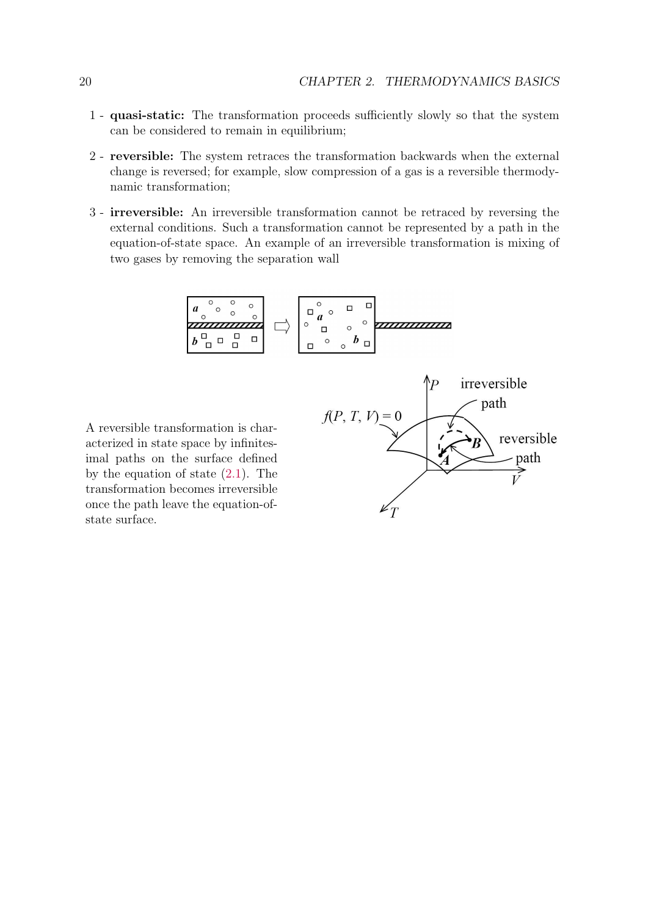1 - **quasi-static:** The transformation proceeds sufficiently slowly so that the system can be considered to remain in equilibrium;

2 - **reversible:** The system retraces the transformation backwards when the external change is reversed; for example, slow compression of a gas is a reversible thermodynamic transformation;

3 - **irreversible:** An irreversible transformation cannot be retraced by reversing the external conditions. Such a transformation cannot be represented by a path in the equation-of-state space. An example of an irreversible transformation is mixing of two gases by removing the separation wall

a

b

a

b

A reversible transformation is characterized in state space by infinitesimal paths on the surface defined by the equation of state (2.1). The transformation becomes irreversible once the path leave the equation-of-state surface.

$f(P, T, V) = 0$

P

irreversible path

reversible path

A

B

V

T